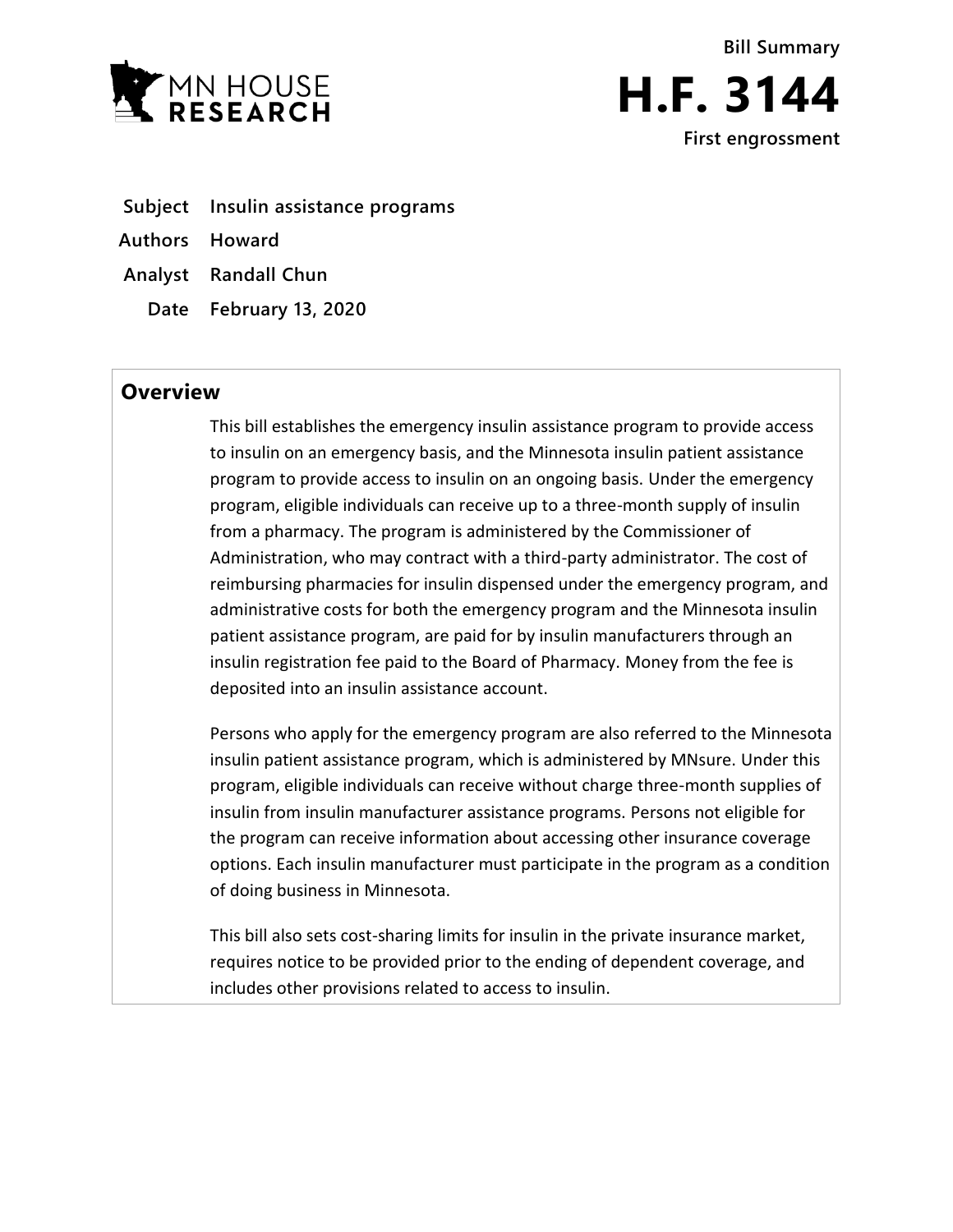MN HOUSE RESEARCH

Bill Summary

# H.F. 3144

First engrossment

**Subject** Insulin assistance programs

**Authors** Howard

**Analyst** Randall Chun

**Date** February 13, 2020

## Overview

This bill establishes the emergency insulin assistance program to provide access to insulin on an emergency basis, and the Minnesota insulin patient assistance program to provide access to insulin on an ongoing basis. Under the emergency program, eligible individuals can receive up to a three-month supply of insulin from a pharmacy. The program is administered by the Commissioner of Administration, who may contract with a third-party administrator. The cost of reimbursing pharmacies for insulin dispensed under the emergency program, and administrative costs for both the emergency program and the Minnesota insulin patient assistance program, are paid for by insulin manufacturers through an insulin registration fee paid to the Board of Pharmacy. Money from the fee is deposited into an insulin assistance account.

Persons who apply for the emergency program are also referred to the Minnesota insulin patient assistance program, which is administered by MNsure. Under this program, eligible individuals can receive without charge three-month supplies of insulin from insulin manufacturer assistance programs. Persons not eligible for the program can receive information about accessing other insurance coverage options. Each insulin manufacturer must participate in the program as a condition of doing business in Minnesota.

This bill also sets cost-sharing limits for insulin in the private insurance market, requires notice to be provided prior to the ending of dependent coverage, and includes other provisions related to access to insulin.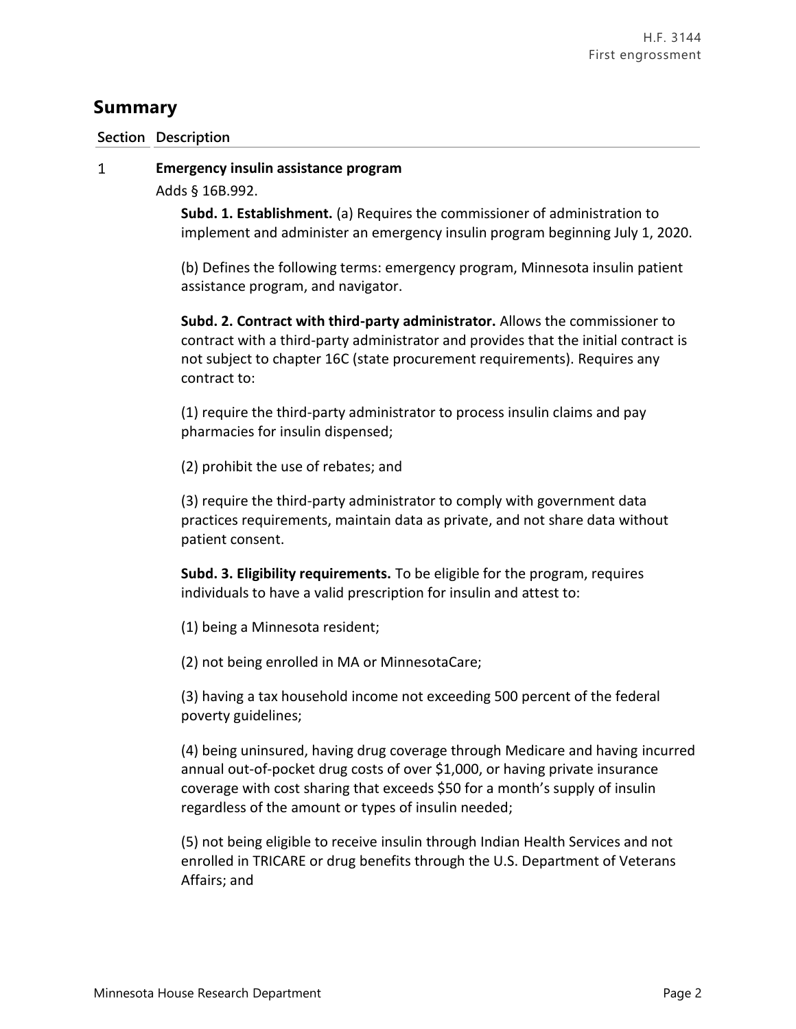## Summary

| Section | Description |
|---|---|
| 1 | **Emergency insulin assistance program** |

Adds § 16B.992.

**Subd. 1. Establishment.** (a) Requires the commissioner of administration to implement and administer an emergency insulin program beginning July 1, 2020.

(b) Defines the following terms: emergency program, Minnesota insulin patient assistance program, and navigator.

**Subd. 2. Contract with third-party administrator.** Allows the commissioner to contract with a third-party administrator and provides that the initial contract is not subject to chapter 16C (state procurement requirements). Requires any contract to:

(1) require the third-party administrator to process insulin claims and pay pharmacies for insulin dispensed;

(2) prohibit the use of rebates; and

(3) require the third-party administrator to comply with government data practices requirements, maintain data as private, and not share data without patient consent.

**Subd. 3. Eligibility requirements.** To be eligible for the program, requires individuals to have a valid prescription for insulin and attest to:

(1) being a Minnesota resident;

(2) not being enrolled in MA or MinnesotaCare;

(3) having a tax household income not exceeding 500 percent of the federal poverty guidelines;

(4) being uninsured, having drug coverage through Medicare and having incurred annual out-of-pocket drug costs of over $1,000, or having private insurance coverage with cost sharing that exceeds $50 for a month's supply of insulin regardless of the amount or types of insulin needed;

(5) not being eligible to receive insulin through Indian Health Services and not enrolled in TRICARE or drug benefits through the U.S. Department of Veterans Affairs; and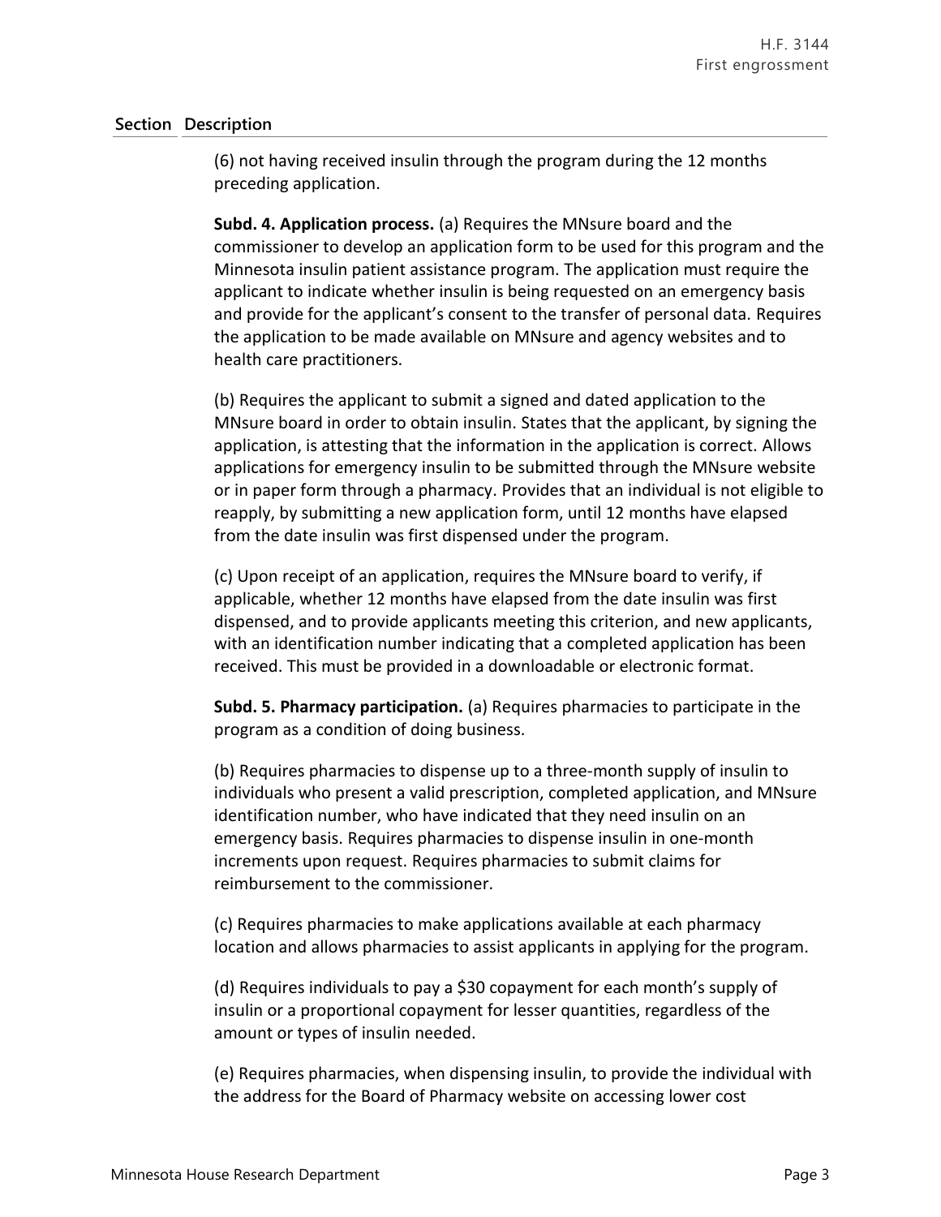**Section Description**

(6) not having received insulin through the program during the 12 months preceding application.

**Subd. 4. Application process.** (a) Requires the MNsure board and the commissioner to develop an application form to be used for this program and the Minnesota insulin patient assistance program. The application must require the applicant to indicate whether insulin is being requested on an emergency basis and provide for the applicant's consent to the transfer of personal data. Requires the application to be made available on MNsure and agency websites and to health care practitioners.

(b) Requires the applicant to submit a signed and dated application to the MNsure board in order to obtain insulin. States that the applicant, by signing the application, is attesting that the information in the application is correct. Allows applications for emergency insulin to be submitted through the MNsure website or in paper form through a pharmacy. Provides that an individual is not eligible to reapply, by submitting a new application form, until 12 months have elapsed from the date insulin was first dispensed under the program.

(c) Upon receipt of an application, requires the MNsure board to verify, if applicable, whether 12 months have elapsed from the date insulin was first dispensed, and to provide applicants meeting this criterion, and new applicants, with an identification number indicating that a completed application has been received. This must be provided in a downloadable or electronic format.

**Subd. 5. Pharmacy participation.** (a) Requires pharmacies to participate in the program as a condition of doing business.

(b) Requires pharmacies to dispense up to a three-month supply of insulin to individuals who present a valid prescription, completed application, and MNsure identification number, who have indicated that they need insulin on an emergency basis. Requires pharmacies to dispense insulin in one-month increments upon request. Requires pharmacies to submit claims for reimbursement to the commissioner.

(c) Requires pharmacies to make applications available at each pharmacy location and allows pharmacies to assist applicants in applying for the program.

(d) Requires individuals to pay a $30 copayment for each month's supply of insulin or a proportional copayment for lesser quantities, regardless of the amount or types of insulin needed.

(e) Requires pharmacies, when dispensing insulin, to provide the individual with the address for the Board of Pharmacy website on accessing lower cost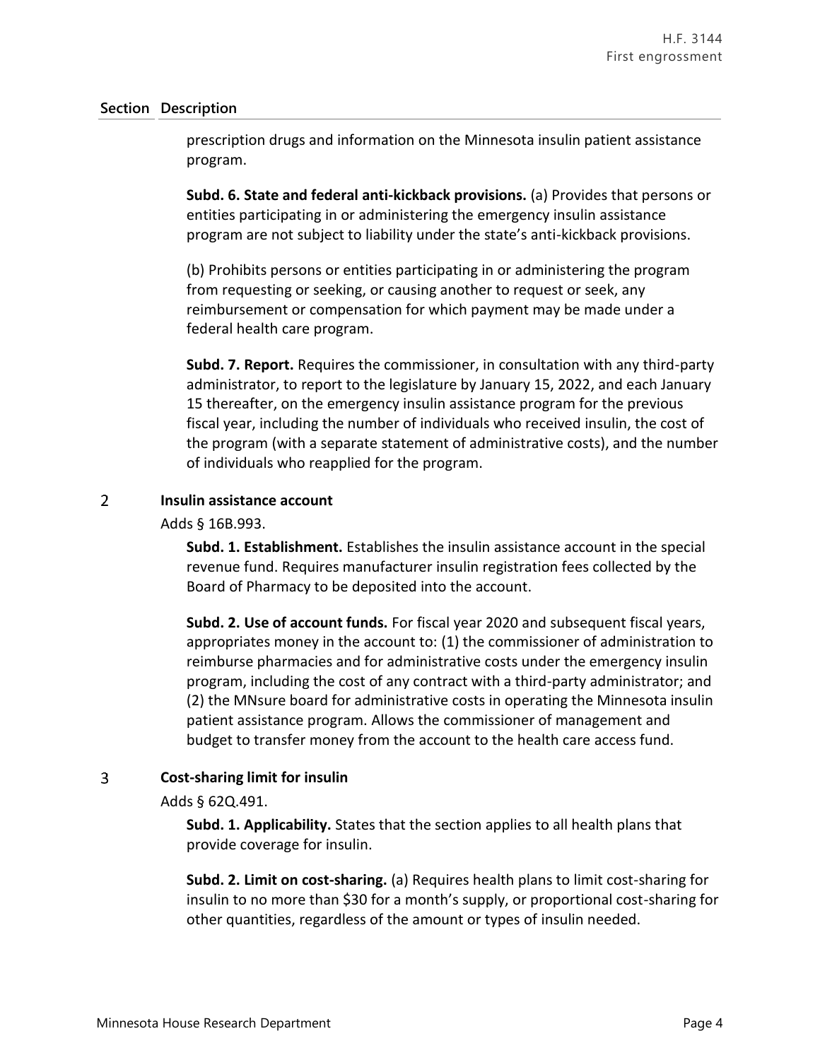| Section | Description |
|---|---|
| | prescription drugs and information on the Minnesota insulin patient assistance program. |
| | **Subd. 6. State and federal anti-kickback provisions.** (a) Provides that persons or entities participating in or administering the emergency insulin assistance program are not subject to liability under the state's anti-kickback provisions. |
| | (b) Prohibits persons or entities participating in or administering the program from requesting or seeking, or causing another to request or seek, any reimbursement or compensation for which payment may be made under a federal health care program. |
| | **Subd. 7. Report.** Requires the commissioner, in consultation with any third-party administrator, to report to the legislature by January 15, 2022, and each January 15 thereafter, on the emergency insulin assistance program for the previous fiscal year, including the number of individuals who received insulin, the cost of the program (with a separate statement of administrative costs), and the number of individuals who reapplied for the program. |
| 2 | **Insulin assistance account** |
| | Adds § 16B.993. |
| | **Subd. 1. Establishment.** Establishes the insulin assistance account in the special revenue fund. Requires manufacturer insulin registration fees collected by the Board of Pharmacy to be deposited into the account. |
| | **Subd. 2. Use of account funds.** For fiscal year 2020 and subsequent fiscal years, appropriates money in the account to: (1) the commissioner of administration to reimburse pharmacies and for administrative costs under the emergency insulin program, including the cost of any contract with a third-party administrator; and (2) the MNsure board for administrative costs in operating the Minnesota insulin patient assistance program. Allows the commissioner of management and budget to transfer money from the account to the health care access fund. |
| 3 | **Cost-sharing limit for insulin** |
| | Adds § 62Q.491. |
| | **Subd. 1. Applicability.** States that the section applies to all health plans that provide coverage for insulin. |
| | **Subd. 2. Limit on cost-sharing.** (a) Requires health plans to limit cost-sharing for insulin to no more than $30 for a month's supply, or proportional cost-sharing for other quantities, regardless of the amount or types of insulin needed. |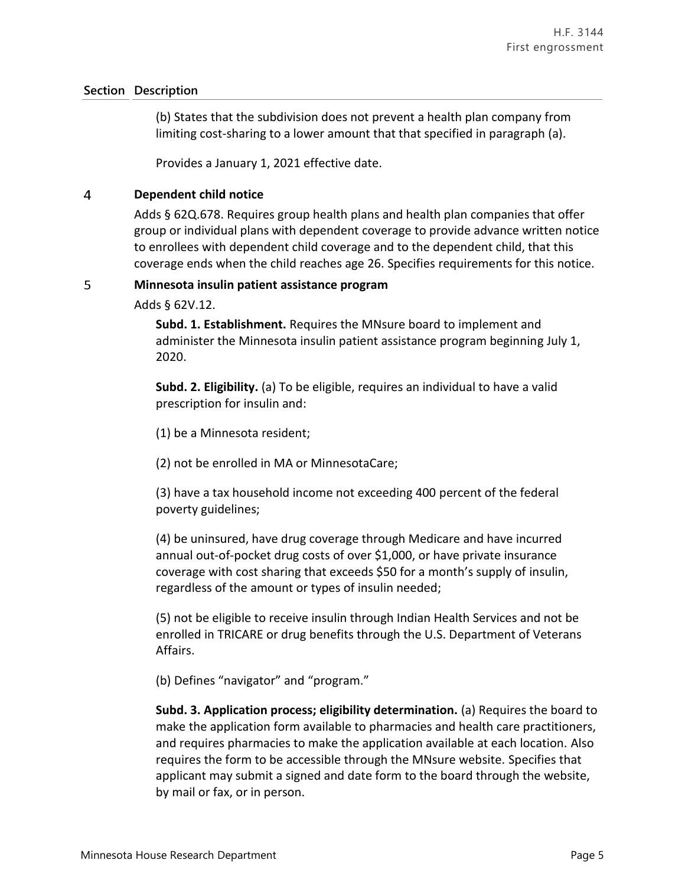| Section | Description |
|---|---|
| | (b) States that the subdivision does not prevent a health plan company from limiting cost-sharing to a lower amount that that specified in paragraph (a). Provides a January 1, 2021 effective date. |
| 4 | **Dependent child notice** Adds § 62Q.678. Requires group health plans and health plan companies that offer group or individual plans with dependent coverage to provide advance written notice to enrollees with dependent child coverage and to the dependent child, that this coverage ends when the child reaches age 26. Specifies requirements for this notice. |
| 5 | **Minnesota insulin patient assistance program** Adds § 62V.12. **Subd. 1. Establishment.** Requires the MNsure board to implement and administer the Minnesota insulin patient assistance program beginning July 1, 2020. **Subd. 2. Eligibility.** (a) To be eligible, requires an individual to have a valid prescription for insulin and: (1) be a Minnesota resident; (2) not be enrolled in MA or MinnesotaCare; (3) have a tax household income not exceeding 400 percent of the federal poverty guidelines; (4) be uninsured, have drug coverage through Medicare and have incurred annual out-of-pocket drug costs of over $1,000, or have private insurance coverage with cost sharing that exceeds $50 for a month's supply of insulin, regardless of the amount or types of insulin needed; (5) not be eligible to receive insulin through Indian Health Services and not be enrolled in TRICARE or drug benefits through the U.S. Department of Veterans Affairs. (b) Defines "navigator" and "program." **Subd. 3. Application process; eligibility determination.** (a) Requires the board to make the application form available to pharmacies and health care practitioners, and requires pharmacies to make the application available at each location. Also requires the form to be accessible through the MNsure website. Specifies that applicant may submit a signed and date form to the board through the website, by mail or fax, or in person. |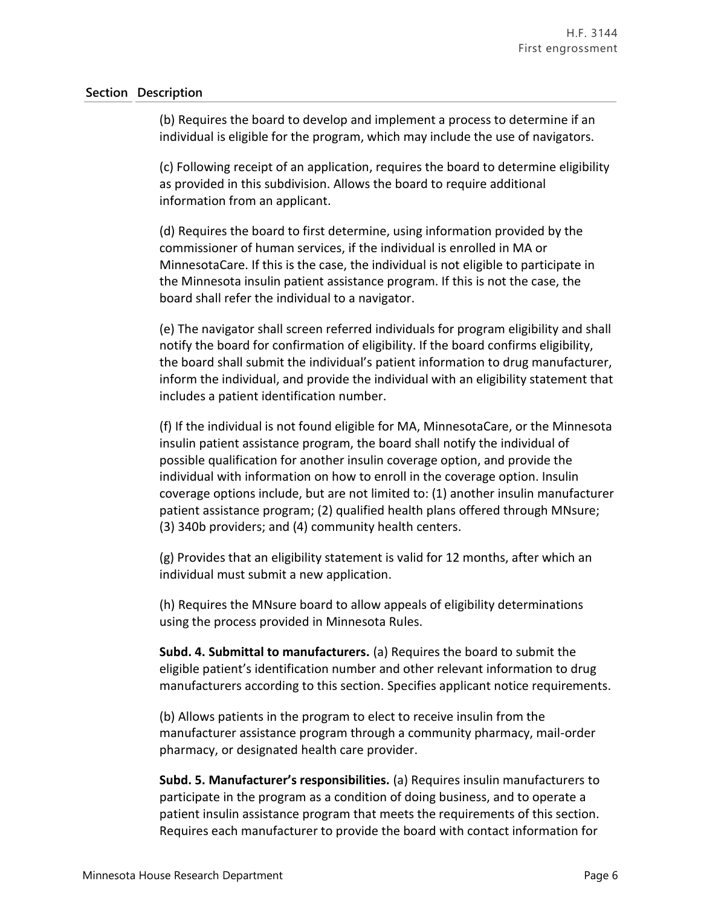| Section | Description |
|---|---|
| | (b) Requires the board to develop and implement a process to determine if an individual is eligible for the program, which may include the use of navigators. |
| | (c) Following receipt of an application, requires the board to determine eligibility as provided in this subdivision. Allows the board to require additional information from an applicant. |
| | (d) Requires the board to first determine, using information provided by the commissioner of human services, if the individual is enrolled in MA or MinnesotaCare. If this is the case, the individual is not eligible to participate in the Minnesota insulin patient assistance program. If this is not the case, the board shall refer the individual to a navigator. |
| | (e) The navigator shall screen referred individuals for program eligibility and shall notify the board for confirmation of eligibility. If the board confirms eligibility, the board shall submit the individual's patient information to drug manufacturer, inform the individual, and provide the individual with an eligibility statement that includes a patient identification number. |
| | (f) If the individual is not found eligible for MA, MinnesotaCare, or the Minnesota insulin patient assistance program, the board shall notify the individual of possible qualification for another insulin coverage option, and provide the individual with information on how to enroll in the coverage option. Insulin coverage options include, but are not limited to: (1) another insulin manufacturer patient assistance program; (2) qualified health plans offered through MNsure; (3) 340b providers; and (4) community health centers. |
| | (g) Provides that an eligibility statement is valid for 12 months, after which an individual must submit a new application. |
| | (h) Requires the MNsure board to allow appeals of eligibility determinations using the process provided in Minnesota Rules. |
| | **Subd. 4. Submittal to manufacturers.** (a) Requires the board to submit the eligible patient's identification number and other relevant information to drug manufacturers according to this section. Specifies applicant notice requirements. |
| | (b) Allows patients in the program to elect to receive insulin from the manufacturer assistance program through a community pharmacy, mail-order pharmacy, or designated health care provider. |
| | **Subd. 5. Manufacturer's responsibilities.** (a) Requires insulin manufacturers to participate in the program as a condition of doing business, and to operate a patient insulin assistance program that meets the requirements of this section. Requires each manufacturer to provide the board with contact information for |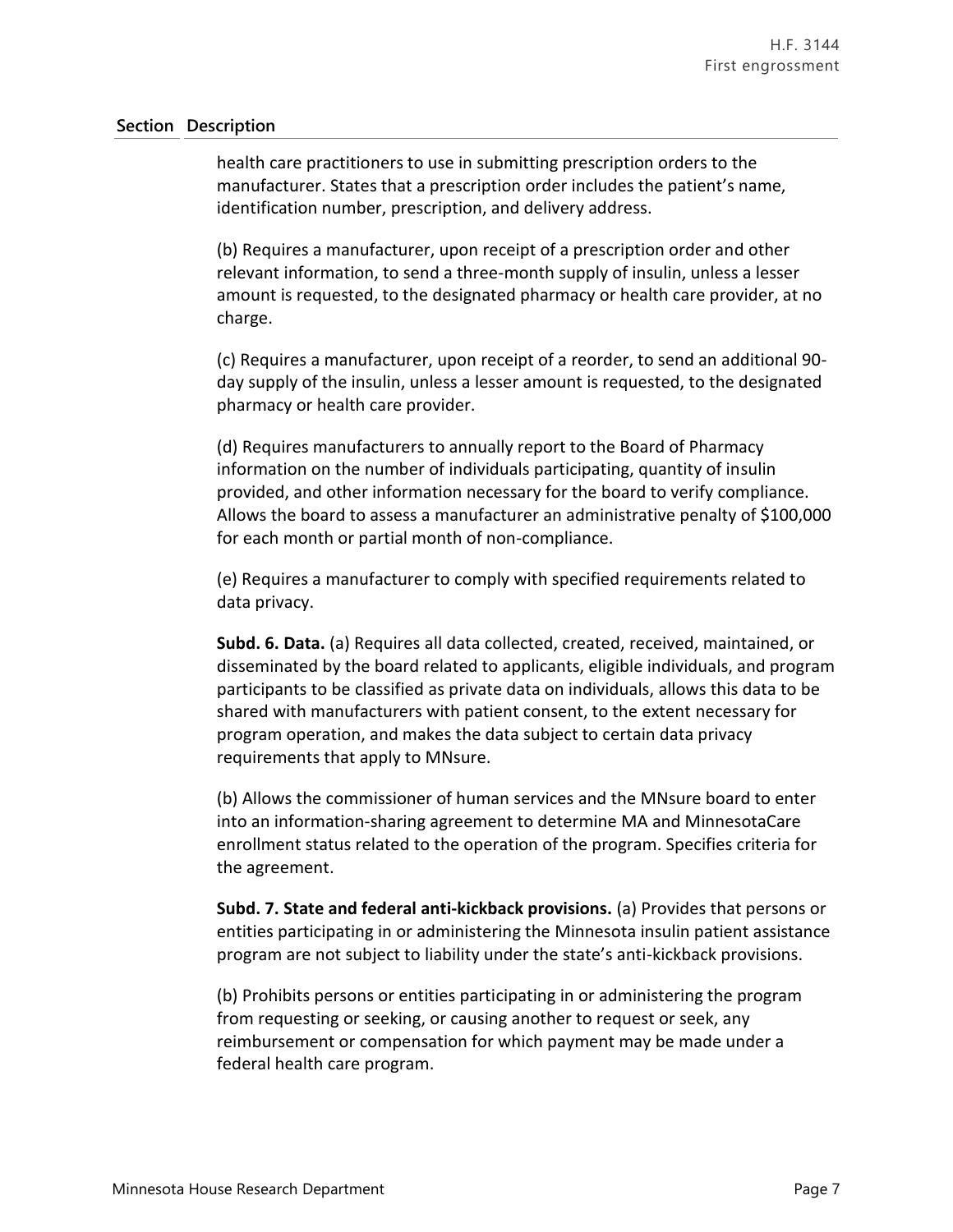| Section | Description |
|---|---|
| | health care practitioners to use in submitting prescription orders to the manufacturer. States that a prescription order includes the patient's name, identification number, prescription, and delivery address. |
| | (b) Requires a manufacturer, upon receipt of a prescription order and other relevant information, to send a three-month supply of insulin, unless a lesser amount is requested, to the designated pharmacy or health care provider, at no charge. |
| | (c) Requires a manufacturer, upon receipt of a reorder, to send an additional 90-day supply of the insulin, unless a lesser amount is requested, to the designated pharmacy or health care provider. |
| | (d) Requires manufacturers to annually report to the Board of Pharmacy information on the number of individuals participating, quantity of insulin provided, and other information necessary for the board to verify compliance. Allows the board to assess a manufacturer an administrative penalty of $100,000 for each month or partial month of non-compliance. |
| | (e) Requires a manufacturer to comply with specified requirements related to data privacy. |
| | **Subd. 6. Data.** (a) Requires all data collected, created, received, maintained, or disseminated by the board related to applicants, eligible individuals, and program participants to be classified as private data on individuals, allows this data to be shared with manufacturers with patient consent, to the extent necessary for program operation, and makes the data subject to certain data privacy requirements that apply to MNsure. |
| | (b) Allows the commissioner of human services and the MNsure board to enter into an information-sharing agreement to determine MA and MinnesotaCare enrollment status related to the operation of the program. Specifies criteria for the agreement. |
| | **Subd. 7. State and federal anti-kickback provisions.** (a) Provides that persons or entities participating in or administering the Minnesota insulin patient assistance program are not subject to liability under the state's anti-kickback provisions. |
| | (b) Prohibits persons or entities participating in or administering the program from requesting or seeking, or causing another to request or seek, any reimbursement or compensation for which payment may be made under a federal health care program. |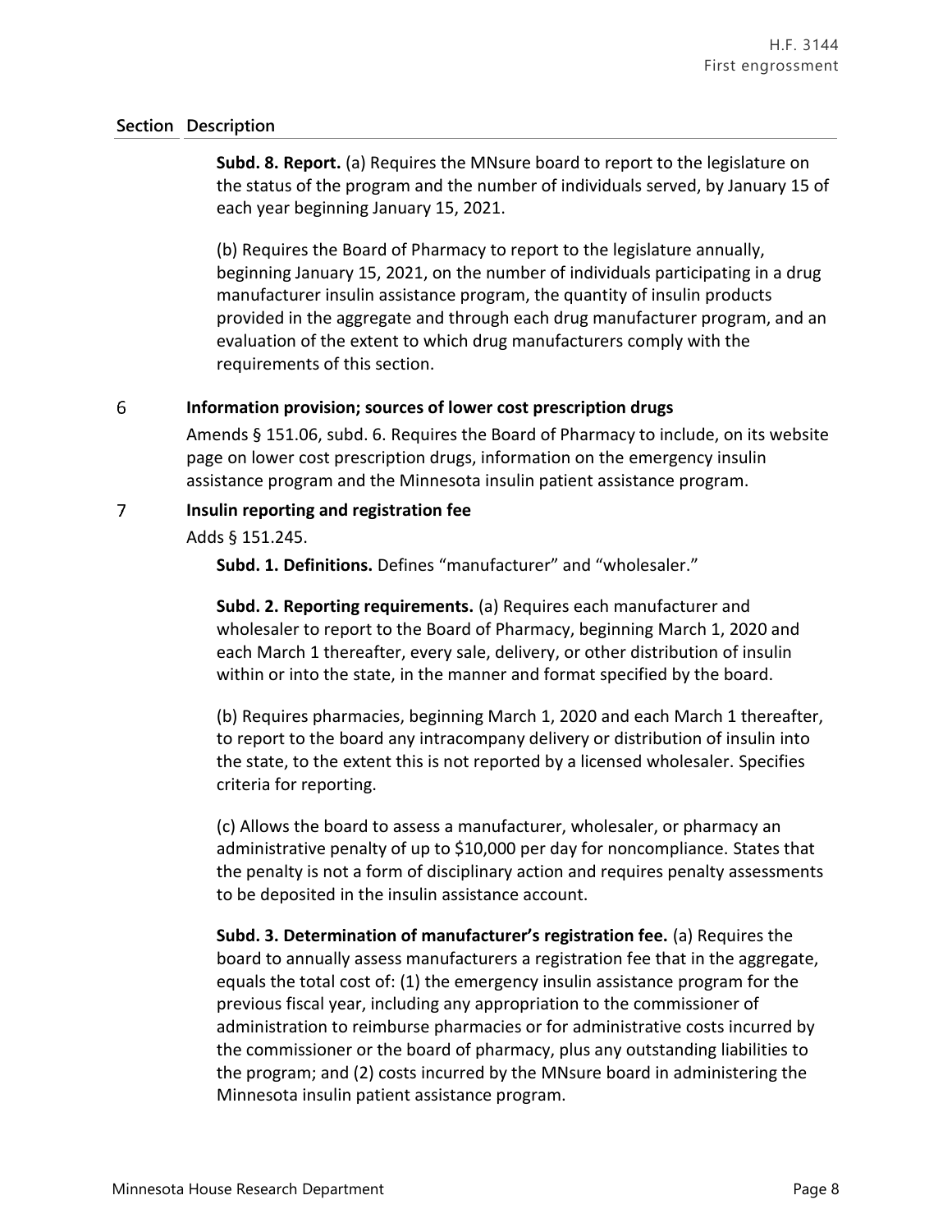| Section | Description |
| --- | --- |
| | **Subd. 8. Report.** (a) Requires the MNsure board to report to the legislature on the status of the program and the number of individuals served, by January 15 of each year beginning January 15, 2021.<br><br>(b) Requires the Board of Pharmacy to report to the legislature annually, beginning January 15, 2021, on the number of individuals participating in a drug manufacturer insulin assistance program, the quantity of insulin products provided in the aggregate and through each drug manufacturer program, and an evaluation of the extent to which drug manufacturers comply with the requirements of this section. |
| 6 | **Information provision; sources of lower cost prescription drugs**<br><br>Amends § 151.06, subd. 6. Requires the Board of Pharmacy to include, on its website page on lower cost prescription drugs, information on the emergency insulin assistance program and the Minnesota insulin patient assistance program. |
| 7 | **Insulin reporting and registration fee**<br><br>Adds § 151.245.<br><br>**Subd. 1. Definitions.** Defines "manufacturer" and "wholesaler."<br><br>**Subd. 2. Reporting requirements.** (a) Requires each manufacturer and wholesaler to report to the Board of Pharmacy, beginning March 1, 2020 and each March 1 thereafter, every sale, delivery, or other distribution of insulin within or into the state, in the manner and format specified by the board.<br><br>(b) Requires pharmacies, beginning March 1, 2020 and each March 1 thereafter, to report to the board any intracompany delivery or distribution of insulin into the state, to the extent this is not reported by a licensed wholesaler. Specifies criteria for reporting.<br><br>(c) Allows the board to assess a manufacturer, wholesaler, or pharmacy an administrative penalty of up to $10,000 per day for noncompliance. States that the penalty is not a form of disciplinary action and requires penalty assessments to be deposited in the insulin assistance account.<br><br>**Subd. 3. Determination of manufacturer's registration fee.** (a) Requires the board to annually assess manufacturers a registration fee that in the aggregate, equals the total cost of: (1) the emergency insulin assistance program for the previous fiscal year, including any appropriation to the commissioner of administration to reimburse pharmacies or for administrative costs incurred by the commissioner or the board of pharmacy, plus any outstanding liabilities to the program; and (2) costs incurred by the MNsure board in administering the Minnesota insulin patient assistance program. |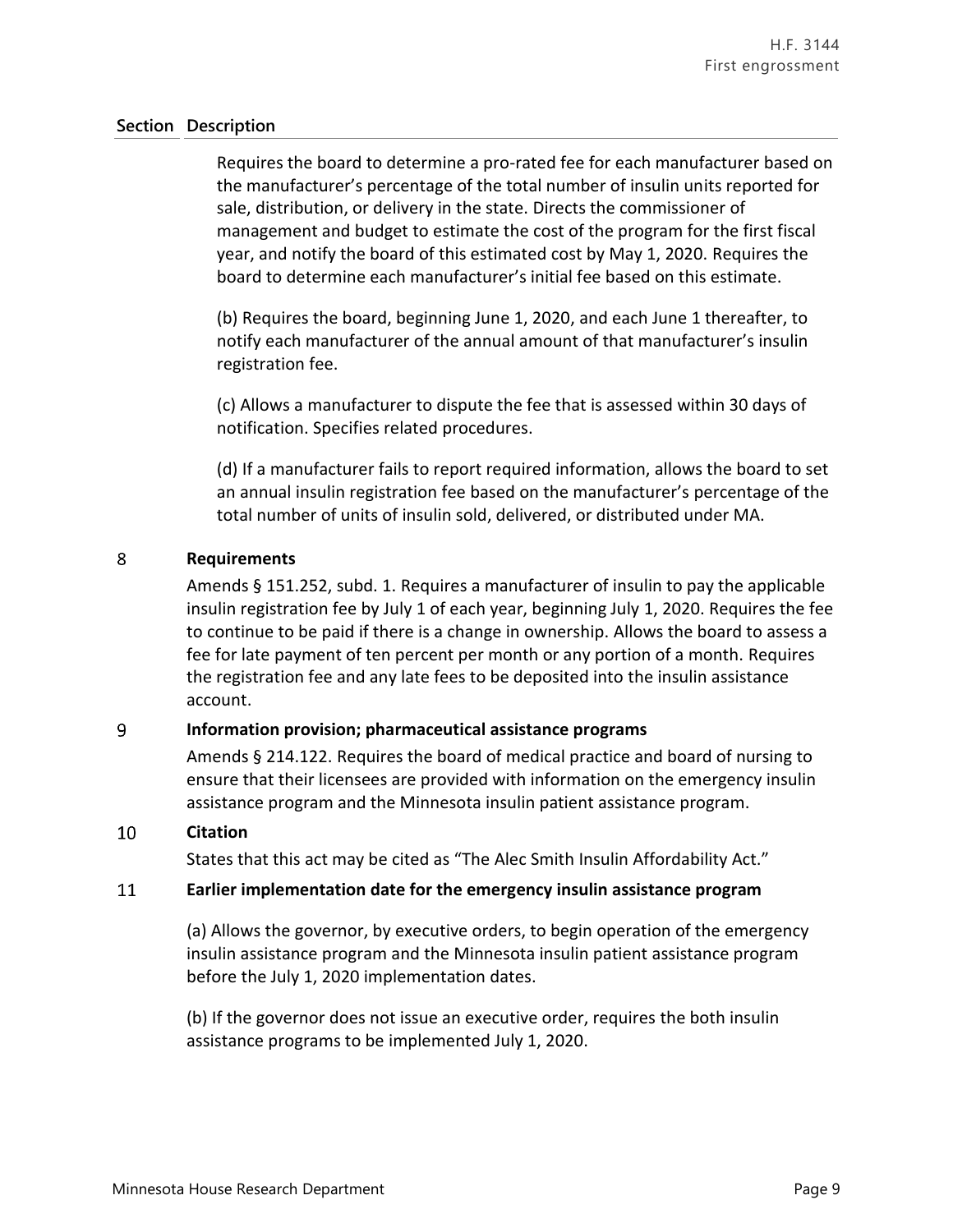| Section | Description |
|---|---|
| | Requires the board to determine a pro-rated fee for each manufacturer based on the manufacturer's percentage of the total number of insulin units reported for sale, distribution, or delivery in the state. Directs the commissioner of management and budget to estimate the cost of the program for the first fiscal year, and notify the board of this estimated cost by May 1, 2020. Requires the board to determine each manufacturer's initial fee based on this estimate.<br><br>(b) Requires the board, beginning June 1, 2020, and each June 1 thereafter, to notify each manufacturer of the annual amount of that manufacturer's insulin registration fee.<br><br>(c) Allows a manufacturer to dispute the fee that is assessed within 30 days of notification. Specifies related procedures.<br><br>(d) If a manufacturer fails to report required information, allows the board to set an annual insulin registration fee based on the manufacturer's percentage of the total number of units of insulin sold, delivered, or distributed under MA. |
| 8 | **Requirements**<br><br>Amends § 151.252, subd. 1. Requires a manufacturer of insulin to pay the applicable insulin registration fee by July 1 of each year, beginning July 1, 2020. Requires the fee to continue to be paid if there is a change in ownership. Allows the board to assess a fee for late payment of ten percent per month or any portion of a month. Requires the registration fee and any late fees to be deposited into the insulin assistance account. |
| 9 | **Information provision; pharmaceutical assistance programs**<br><br>Amends § 214.122. Requires the board of medical practice and board of nursing to ensure that their licensees are provided with information on the emergency insulin assistance program and the Minnesota insulin patient assistance program. |
| 10 | **Citation**<br><br>States that this act may be cited as "The Alec Smith Insulin Affordability Act." |
| 11 | **Earlier implementation date for the emergency insulin assistance program**<br><br>(a) Allows the governor, by executive orders, to begin operation of the emergency insulin assistance program and the Minnesota insulin patient assistance program before the July 1, 2020 implementation dates.<br><br>(b) If the governor does not issue an executive order, requires the both insulin assistance programs to be implemented July 1, 2020. |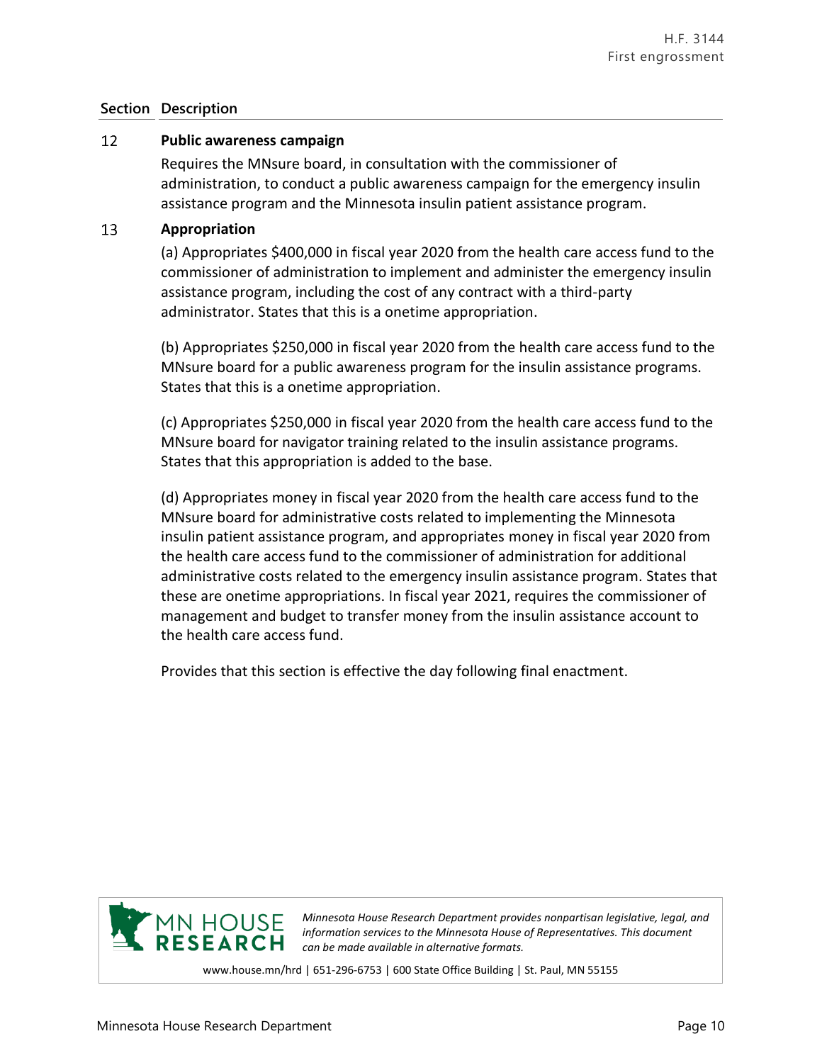| Section | Description |
|---|---|
| 12 | **Public awareness campaign**<br><br>Requires the MNsure board, in consultation with the commissioner of administration, to conduct a public awareness campaign for the emergency insulin assistance program and the Minnesota insulin patient assistance program. |
| 13 | **Appropriation**<br><br>(a) Appropriates $400,000 in fiscal year 2020 from the health care access fund to the commissioner of administration to implement and administer the emergency insulin assistance program, including the cost of any contract with a third-party administrator. States that this is a onetime appropriation.<br><br>(b) Appropriates $250,000 in fiscal year 2020 from the health care access fund to the MNsure board for a public awareness program for the insulin assistance programs. States that this is a onetime appropriation.<br><br>(c) Appropriates $250,000 in fiscal year 2020 from the health care access fund to the MNsure board for navigator training related to the insulin assistance programs. States that this appropriation is added to the base.<br><br>(d) Appropriates money in fiscal year 2020 from the health care access fund to the MNsure board for administrative costs related to implementing the Minnesota insulin patient assistance program, and appropriates money in fiscal year 2020 from the health care access fund to the commissioner of administration for additional administrative costs related to the emergency insulin assistance program. States that these are onetime appropriations. In fiscal year 2021, requires the commissioner of management and budget to transfer money from the insulin assistance account to the health care access fund.<br><br>Provides that this section is effective the day following final enactment. |

MN HOUSE RESEARCH

*Minnesota House Research Department provides nonpartisan legislative, legal, and information services to the Minnesota House of Representatives. This document can be made available in alternative formats.*

www.house.mn/hrd | 651-296-6753 | 600 State Office Building | St. Paul, MN 55155